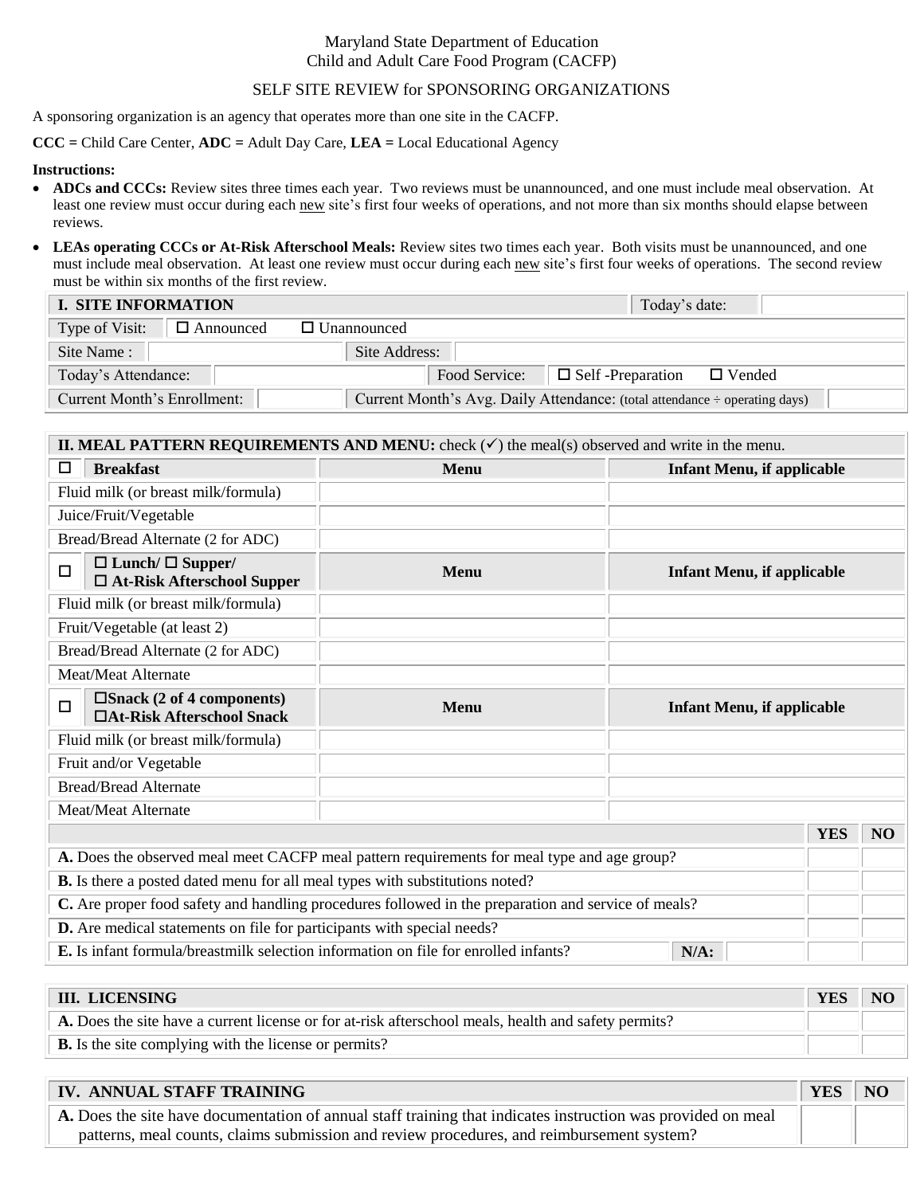Maryland State Department of Education
Child and Adult Care Food Program (CACFP)

SELF SITE REVIEW for SPONSORING ORGANIZATIONS

A sponsoring organization is an agency that operates more than one site in the CACFP.

**CCC =** Child Care Center, **ADC =** Adult Day Care, **LEA =** Local Educational Agency

**Instructions:**

- **ADCs and CCCs:** Review sites three times each year. Two reviews must be unannounced, and one must include meal observation. At least one review must occur during each new site's first four weeks of operations, and not more than six months should elapse between reviews.
- **LEAs operating CCCs or At-Risk Afterschool Meals:** Review sites two times each year. Both visits must be unannounced, and one must include meal observation. At least one review must occur during each new site's first four weeks of operations. The second review must be within six months of the first review.

| **I. SITE INFORMATION** | | | | Today's date: | |
|---|---|---|---|---|---|
| Type of Visit: | ☐ Announced | ☐ Unannounced | | | |
| Site Name : | | Site Address: | | | |
| Today's Attendance: | | Food Service: | ☐ Self -Preparation | ☐ Vended | |
| Current Month's Enrollment: | | Current Month's Avg. Daily Attendance: (total attendance ÷ operating days) | | | |

| **II. MEAL PATTERN REQUIREMENTS AND MENU:** check (✓) the meal(s) observed and write in the menu. | | |
|---|---|---|
| ☐ **Breakfast** | **Menu** | **Infant Menu, if applicable** |
| Fluid milk (or breast milk/formula) | | |
| Juice/Fruit/Vegetable | | |
| Bread/Bread Alternate (2 for ADC) | | |
| ☐ **☐ Lunch/ ☐ Supper/ ☐ At-Risk Afterschool Supper** | **Menu** | **Infant Menu, if applicable** |
| Fluid milk (or breast milk/formula) | | |
| Fruit/Vegetable (at least 2) | | |
| Bread/Bread Alternate (2 for ADC) | | |
| Meat/Meat Alternate | | |
| ☐ **☐Snack (2 of 4 components) ☐At-Risk Afterschool Snack** | **Menu** | **Infant Menu, if applicable** |
| Fluid milk (or breast milk/formula) | | |
| Fruit and/or Vegetable | | |
| Bread/Bread Alternate | | |
| Meat/Meat Alternate | | |

| | **YES** | **NO** |
|---|---|---|
| **A.** Does the observed meal meet CACFP meal pattern requirements for meal type and age group? | | |
| **B.** Is there a posted dated menu for all meal types with substitutions noted? | | |
| **C.** Are proper food safety and handling procedures followed in the preparation and service of meals? | | |
| **D.** Are medical statements on file for participants with special needs? | | |
| **E.** Is infant formula/breastmilk selection information on file for enrolled infants? **N/A:** | | |

| **III. LICENSING** | **YES** | **NO** |
|---|---|---|
| **A.** Does the site have a current license or for at-risk afterschool meals, health and safety permits? | | |
| **B.** Is the site complying with the license or permits? | | |

| **IV. ANNUAL STAFF TRAINING** | **YES** | **NO** |
|---|---|---|
| **A.** Does the site have documentation of annual staff training that indicates instruction was provided on meal patterns, meal counts, claims submission and review procedures, and reimbursement system? | | |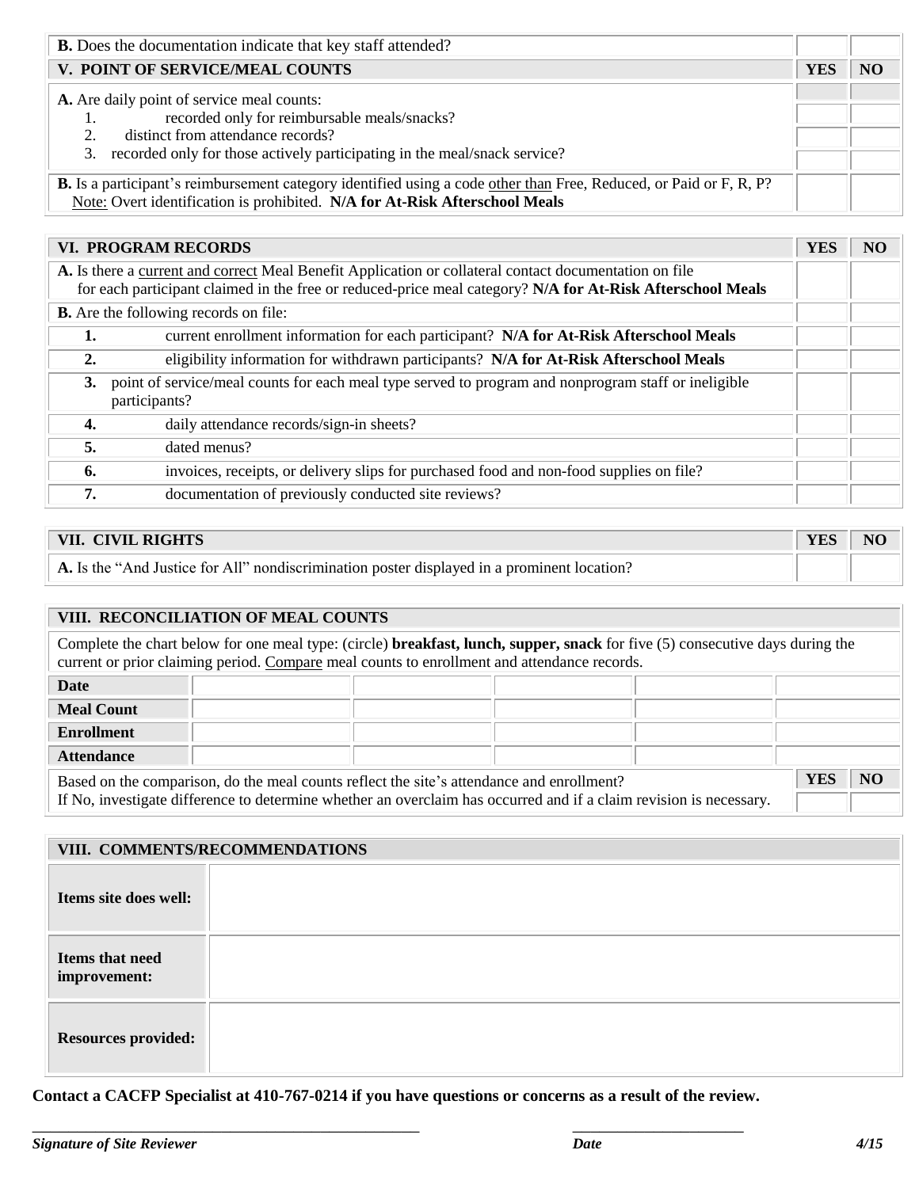| | YES | NO |
|---|---|---|
| **B.** Does the documentation indicate that key staff attended? | | |

| **V. POINT OF SERVICE/MEAL COUNTS** | **YES** | **NO** |
|---|---|---|
| **A.** Are daily point of service meal counts: | | |
| 1. recorded only for reimbursable meals/snacks? | | |
| 2. distinct from attendance records? | | |
| 3. recorded only for those actively participating in the meal/snack service? | | |
| **B.** Is a participant's reimbursement category identified using a code other than Free, Reduced, or Paid or F, R, P? Note: Overt identification is prohibited. **N/A for At-Risk Afterschool Meals** | | |

| **VI. PROGRAM RECORDS** | **YES** | **NO** |
|---|---|---|
| **A.** Is there a current and correct Meal Benefit Application or collateral contact documentation on file for each participant claimed in the free or reduced-price meal category? **N/A for At-Risk Afterschool Meals** | | |
| **B.** Are the following records on file: | | |
| **1.** current enrollment information for each participant? **N/A for At-Risk Afterschool Meals** | | |
| **2.** eligibility information for withdrawn participants? **N/A for At-Risk Afterschool Meals** | | |
| **3.** point of service/meal counts for each meal type served to program and nonprogram staff or ineligible participants? | | |
| **4.** daily attendance records/sign-in sheets? | | |
| **5.** dated menus? | | |
| **6.** invoices, receipts, or delivery slips for purchased food and non-food supplies on file? | | |
| **7.** documentation of previously conducted site reviews? | | |

| **VII. CIVIL RIGHTS** | **YES** | **NO** |
|---|---|---|
| **A.** Is the "And Justice for All" nondiscrimination poster displayed in a prominent location? | | |

**VIII. RECONCILIATION OF MEAL COUNTS**

Complete the chart below for one meal type: (circle) **breakfast, lunch, supper, snack** for five (5) consecutive days during the current or prior claiming period. Compare meal counts to enrollment and attendance records.

| | | | | | |
|---|---|---|---|---|---|
| **Date** | | | | | |
| **Meal Count** | | | | | |
| **Enrollment** | | | | | |
| **Attendance** | | | | | |

| | **YES** | **NO** |
|---|---|---|
| Based on the comparison, do the meal counts reflect the site's attendance and enrollment? If No, investigate difference to determine whether an overclaim has occurred and if a claim revision is necessary. | | |

| **VIII. COMMENTS/RECOMMENDATIONS** | |
|---|---|
| **Items site does well:** | |
| **Items that need improvement:** | |
| **Resources provided:** | |

**Contact a CACFP Specialist at 410-767-0214 if you have questions or concerns as a result of the review.**

___________________________________________ ____________________

***Signature of Site Reviewer*** ***Date***

***4/15***